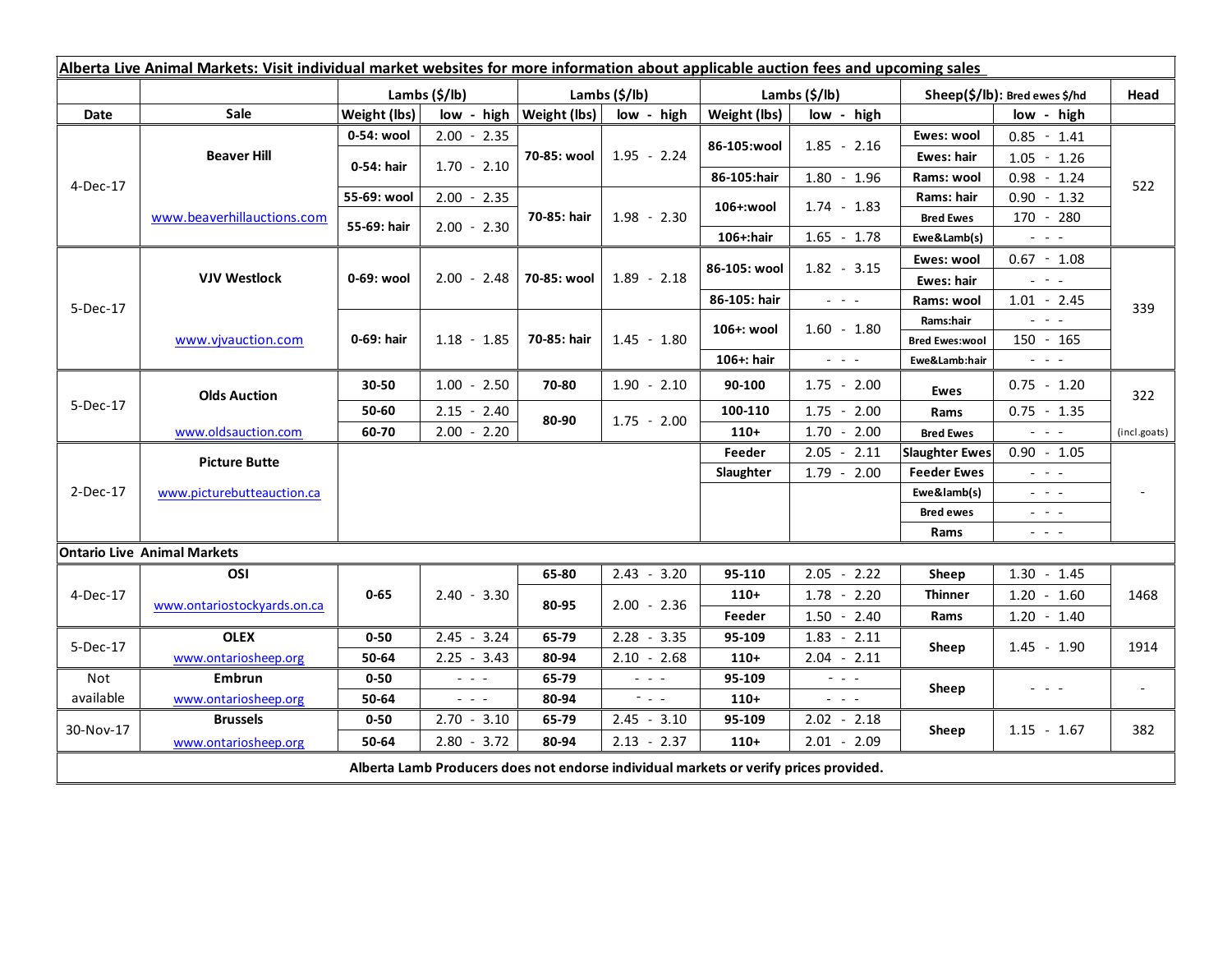**Alberta Live Animal Markets: Visit individual market websites for more information about applicable auction fees and upcoming sales**

| Date | Sale | Lambs ($/lb) | | Lambs ($/lb) | | Lambs ($/lb) | | Sheep($/lb): Bred ewes $/hd | | Head |
|---|---|---|---|---|---|---|---|---|---|---|
| | | Weight (lbs) | low - high | Weight (lbs) | low - high | Weight (lbs) | low - high | | low - high | |
| 4-Dec-17 | Beaver Hill | 0-54: wool | 2.00 - 2.35 | 70-85: wool | 1.95 - 2.24 | 86-105:wool | 1.85 - 2.16 | Ewes: wool | 0.85 - 1.41 | 522 |
| | | 0-54: hair | 1.70 - 2.10 | | | | | Ewes: hair | 1.05 - 1.26 | |
| | | | | | | 86-105:hair | 1.80 - 1.96 | Rams: wool | 0.98 - 1.24 | |
| | www.beaverhillauctions.com | 55-69: wool | 2.00 - 2.35 | 70-85: hair | 1.98 - 2.30 | 106+:wool | 1.74 - 1.83 | Rams: hair | 0.90 - 1.32 | |
| | | 55-69: hair | 2.00 - 2.30 | | | | | Bred Ewes | 170 - 280 | |
| | | | | | | 106+:hair | 1.65 - 1.78 | Ewe&Lamb(s) | - - - | |
| 5-Dec-17 | VJV Westlock | 0-69: wool | 2.00 - 2.48 | 70-85: wool | 1.89 - 2.18 | 86-105: wool | 1.82 - 3.15 | Ewes: wool | 0.67 - 1.08 | 339 |
| | | | | | | | | Ewes: hair | - - - | |
| | | | | | | 86-105: hair | - - - | Rams: wool | 1.01 - 2.45 | |
| | www.vjvauction.com | 0-69: hair | 1.18 - 1.85 | 70-85: hair | 1.45 - 1.80 | 106+: wool | 1.60 - 1.80 | Rams:hair | - - - | |
| | | | | | | | | Bred Ewes:wool | 150 - 165 | |
| | | | | | | 106+: hair | - - - | Ewe&Lamb:hair | - - - | |
| 5-Dec-17 | Olds Auction | 30-50 | 1.00 - 2.50 | 70-80 | 1.90 - 2.10 | 90-100 | 1.75 - 2.00 | Ewes | 0.75 - 1.20 | 322 |
| | | 50-60 | 2.15 - 2.40 | 80-90 | 1.75 - 2.00 | 100-110 | 1.75 - 2.00 | Rams | 0.75 - 1.35 | |
| | www.oldsauction.com | 60-70 | 2.00 - 2.20 | | | 110+ | 1.70 - 2.00 | Bred Ewes | - - - | (incl.goats) |
| 2-Dec-17 | Picture Butte | | | | | Feeder | 2.05 - 2.11 | Slaughter Ewes | 0.90 - 1.05 | - |
| | www.picturebutteauction.ca | | | | | Slaughter | 1.79 - 2.00 | Feeder Ewes | - - - | |
| | | | | | | | | Ewe&lamb(s) | - - - | |
| | | | | | | | | Bred ewes | - - - | |
| | | | | | | | | Rams | - - - | |
| **Ontario Live Animal Markets** | | | | | | | | | | |
| 4-Dec-17 | OSI | 0-65 | 2.40 - 3.30 | 65-80 | 2.43 - 3.20 | 95-110 | 2.05 - 2.22 | Sheep | 1.30 - 1.45 | 1468 |
| | www.ontariostockyards.on.ca | | | 80-95 | 2.00 - 2.36 | 110+ | 1.78 - 2.20 | Thinner | 1.20 - 1.60 | |
| | | | | | | Feeder | 1.50 - 2.40 | Rams | 1.20 - 1.40 | |
| 5-Dec-17 | OLEX | 0-50 | 2.45 - 3.24 | 65-79 | 2.28 - 3.35 | 95-109 | 1.83 - 2.11 | Sheep | 1.45 - 1.90 | 1914 |
| | www.ontariosheep.org | 50-64 | 2.25 - 3.43 | 80-94 | 2.10 - 2.68 | 110+ | 2.04 - 2.11 | | | |
| Not available | Embrun | 0-50 | - - - | 65-79 | - - - | 95-109 | - - - | Sheep | - - - | - |
| | www.ontariosheep.org | 50-64 | - - - | 80-94 | - - - | 110+ | - - - | | | |
| 30-Nov-17 | Brussels | 0-50 | 2.70 - 3.10 | 65-79 | 2.45 - 3.10 | 95-109 | 2.02 - 2.18 | Sheep | 1.15 - 1.67 | 382 |
| | www.ontariosheep.org | 50-64 | 2.80 - 3.72 | 80-94 | 2.13 - 2.37 | 110+ | 2.01 - 2.09 | | | |

**Alberta Lamb Producers does not endorse individual markets or verify prices provided.**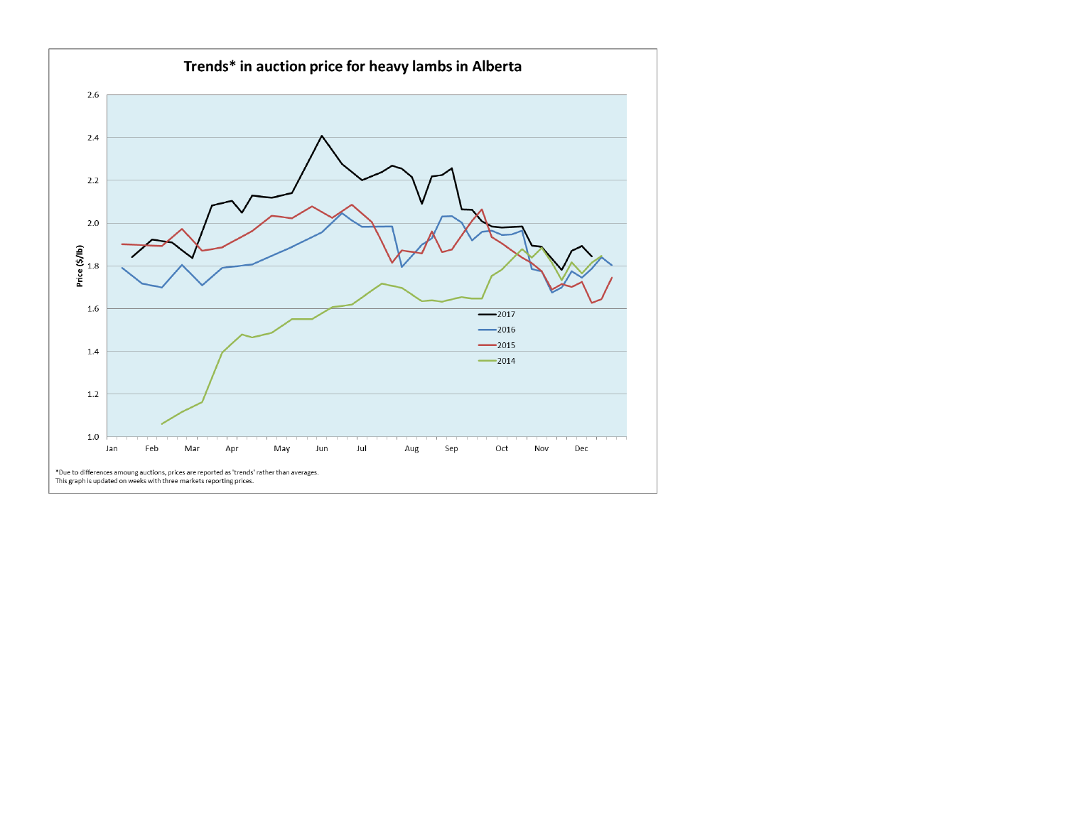# Trends* in auction price for heavy lambs in Alberta

Price ($/lb)

2.6
2.4
2.2
2.0
1.8
1.6
1.4
1.2
1.0

Jan Feb Mar Apr May Jun Jul Aug Sep Oct Nov Dec

2017
2016
2015
2014

*Due to differences amoung auctions, prices are reported as 'trends' rather than averages.
This graph is updated on weeks with three markets reporting prices.